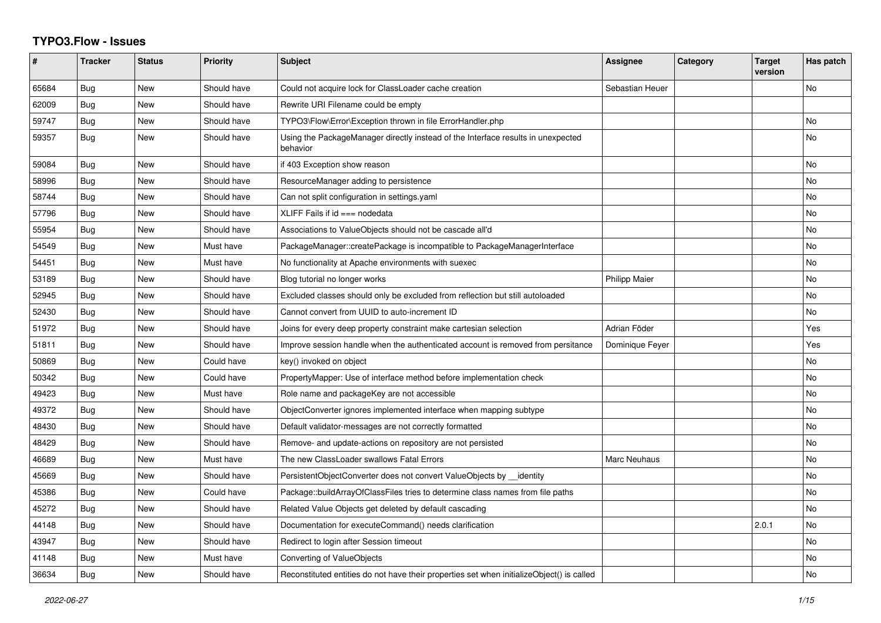# TYPO3.Flow - Issues

| # | Tracker | Status | Priority | Subject | Assignee | Category | Target version | Has patch |
|---|---|---|---|---|---|---|---|---|
| 65684 | Bug | New | Should have | Could not acquire lock for ClassLoader cache creation | Sebastian Heuer | | | No |
| 62009 | Bug | New | Should have | Rewrite URI Filename could be empty | | | | |
| 59747 | Bug | New | Should have | TYPO3\Flow\Error\Exception thrown in file ErrorHandler.php | | | | No |
| 59357 | Bug | New | Should have | Using the PackageManager directly instead of the Interface results in unexpected behavior | | | | No |
| 59084 | Bug | New | Should have | if 403 Exception show reason | | | | No |
| 58996 | Bug | New | Should have | ResourceManager adding to persistence | | | | No |
| 58744 | Bug | New | Should have | Can not split configuration in settings.yaml | | | | No |
| 57796 | Bug | New | Should have | XLIFF Fails if id === nodedata | | | | No |
| 55954 | Bug | New | Should have | Associations to ValueObjects should not be cascade all'd | | | | No |
| 54549 | Bug | New | Must have | PackageManager::createPackage is incompatible to PackageManagerInterface | | | | No |
| 54451 | Bug | New | Must have | No functionality at Apache environments with suexec | | | | No |
| 53189 | Bug | New | Should have | Blog tutorial no longer works | Philipp Maier | | | No |
| 52945 | Bug | New | Should have | Excluded classes should only be excluded from reflection but still autoloaded | | | | No |
| 52430 | Bug | New | Should have | Cannot convert from UUID to auto-increment ID | | | | No |
| 51972 | Bug | New | Should have | Joins for every deep property constraint make cartesian selection | Adrian Föder | | | Yes |
| 51811 | Bug | New | Should have | Improve session handle when the authenticated account is removed from persitance | Dominique Feyer | | | Yes |
| 50869 | Bug | New | Could have | key() invoked on object | | | | No |
| 50342 | Bug | New | Could have | PropertyMapper: Use of interface method before implementation check | | | | No |
| 49423 | Bug | New | Must have | Role name and packageKey are not accessible | | | | No |
| 49372 | Bug | New | Should have | ObjectConverter ignores implemented interface when mapping subtype | | | | No |
| 48430 | Bug | New | Should have | Default validator-messages are not correctly formatted | | | | No |
| 48429 | Bug | New | Should have | Remove- and update-actions on repository are not persisted | | | | No |
| 46689 | Bug | New | Must have | The new ClassLoader swallows Fatal Errors | Marc Neuhaus | | | No |
| 45669 | Bug | New | Should have | PersistentObjectConverter does not convert ValueObjects by __identity | | | | No |
| 45386 | Bug | New | Could have | Package::buildArrayOfClassFiles tries to determine class names from file paths | | | | No |
| 45272 | Bug | New | Should have | Related Value Objects get deleted by default cascading | | | | No |
| 44148 | Bug | New | Should have | Documentation for executeCommand() needs clarification | | | 2.0.1 | No |
| 43947 | Bug | New | Should have | Redirect to login after Session timeout | | | | No |
| 41148 | Bug | New | Must have | Converting of ValueObjects | | | | No |
| 36634 | Bug | New | Should have | Reconstituted entities do not have their properties set when initializeObject() is called | | | | No |

*2022-06-27*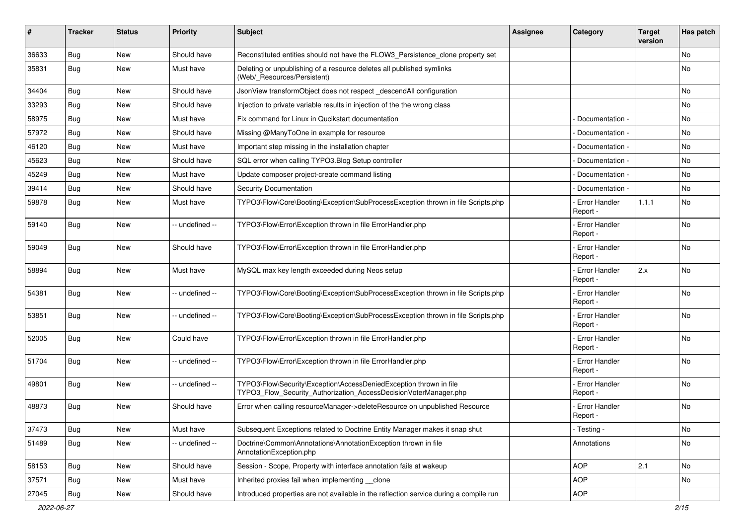| # | Tracker | Status | Priority | Subject | Assignee | Category | Target version | Has patch |
|---|---|---|---|---|---|---|---|---|
| 36633 | Bug | New | Should have | Reconstituted entities should not have the FLOW3_Persistence_clone property set | | | | No |
| 35831 | Bug | New | Must have | Deleting or unpublishing of a resource deletes all published symlinks (Web/_Resources/Persistent) | | | | No |
| 34404 | Bug | New | Should have | JsonView transformObject does not respect _descendAll configuration | | | | No |
| 33293 | Bug | New | Should have | Injection to private variable results in injection of the the wrong class | | | | No |
| 58975 | Bug | New | Must have | Fix command for Linux in Qucikstart documentation | | - Documentation - | | No |
| 57972 | Bug | New | Should have | Missing @ManyToOne in example for resource | | - Documentation - | | No |
| 46120 | Bug | New | Must have | Important step missing in the installation chapter | | - Documentation - | | No |
| 45623 | Bug | New | Should have | SQL error when calling TYPO3.Blog Setup controller | | - Documentation - | | No |
| 45249 | Bug | New | Must have | Update composer project-create command listing | | - Documentation - | | No |
| 39414 | Bug | New | Should have | Security Documentation | | - Documentation - | | No |
| 59878 | Bug | New | Must have | TYPO3\Flow\Core\Booting\Exception\SubProcessException thrown in file Scripts.php | | - Error Handler Report - | 1.1.1 | No |
| 59140 | Bug | New | -- undefined -- | TYPO3\Flow\Error\Exception thrown in file ErrorHandler.php | | - Error Handler Report - | | No |
| 59049 | Bug | New | Should have | TYPO3\Flow\Error\Exception thrown in file ErrorHandler.php | | - Error Handler Report - | | No |
| 58894 | Bug | New | Must have | MySQL max key length exceeded during Neos setup | | - Error Handler Report - | 2.x | No |
| 54381 | Bug | New | -- undefined -- | TYPO3\Flow\Core\Booting\Exception\SubProcessException thrown in file Scripts.php | | - Error Handler Report - | | No |
| 53851 | Bug | New | -- undefined -- | TYPO3\Flow\Core\Booting\Exception\SubProcessException thrown in file Scripts.php | | - Error Handler Report - | | No |
| 52005 | Bug | New | Could have | TYPO3\Flow\Error\Exception thrown in file ErrorHandler.php | | - Error Handler Report - | | No |
| 51704 | Bug | New | -- undefined -- | TYPO3\Flow\Error\Exception thrown in file ErrorHandler.php | | - Error Handler Report - | | No |
| 49801 | Bug | New | -- undefined -- | TYPO3\Flow\Security\Exception\AccessDeniedException thrown in file TYPO3_Flow_Security_Authorization_AccessDecisionVoterManager.php | | - Error Handler Report - | | No |
| 48873 | Bug | New | Should have | Error when calling resourceManager->deleteResource on unpublished Resource | | - Error Handler Report - | | No |
| 37473 | Bug | New | Must have | Subsequent Exceptions related to Doctrine Entity Manager makes it snap shut | | - Testing - | | No |
| 51489 | Bug | New | -- undefined -- | Doctrine\Common\Annotations\AnnotationException thrown in file AnnotationException.php | | Annotations | | No |
| 58153 | Bug | New | Should have | Session - Scope, Property with interface annotation fails at wakeup | | AOP | 2.1 | No |
| 37571 | Bug | New | Must have | Inherited proxies fail when implementing __clone | | AOP | | No |
| 27045 | Bug | New | Should have | Introduced properties are not available in the reflection service during a compile run | | AOP | | |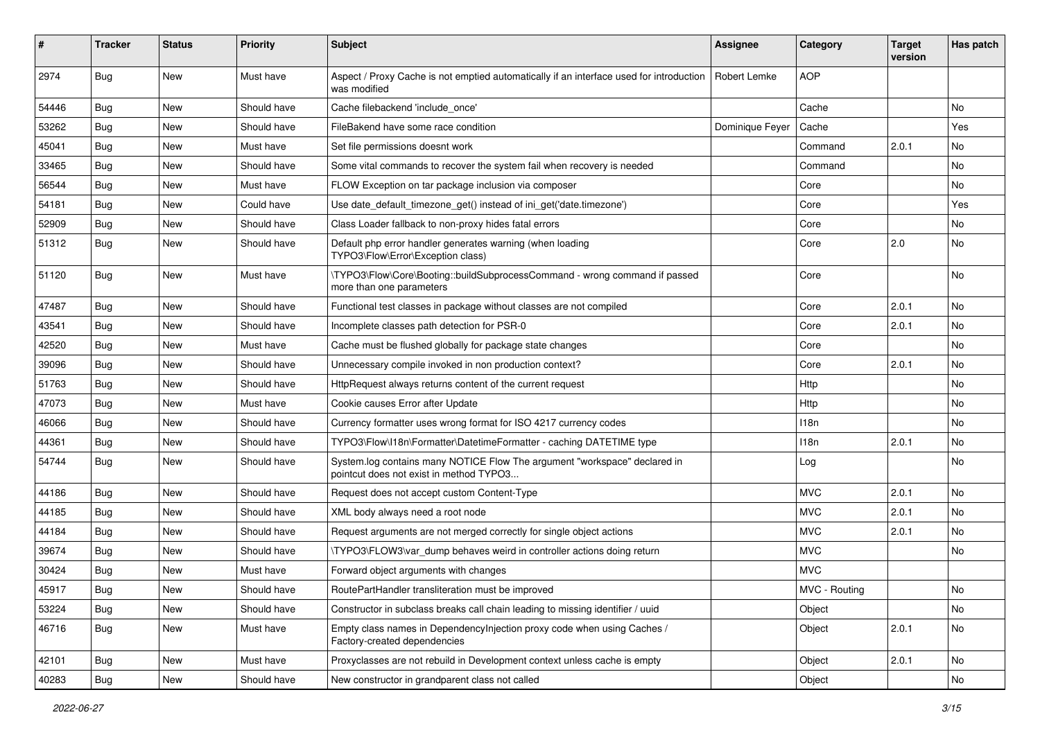| # | Tracker | Status | Priority | Subject | Assignee | Category | Target version | Has patch |
|---|---|---|---|---|---|---|---|---|
| 2974 | Bug | New | Must have | Aspect / Proxy Cache is not emptied automatically if an interface used for introduction was modified | Robert Lemke | AOP | | |
| 54446 | Bug | New | Should have | Cache filebackend 'include_once' | | Cache | | No |
| 53262 | Bug | New | Should have | FileBakend have some race condition | Dominique Feyer | Cache | | Yes |
| 45041 | Bug | New | Must have | Set file permissions doesnt work | | Command | 2.0.1 | No |
| 33465 | Bug | New | Should have | Some vital commands to recover the system fail when recovery is needed | | Command | | No |
| 56544 | Bug | New | Must have | FLOW Exception on tar package inclusion via composer | | Core | | No |
| 54181 | Bug | New | Could have | Use date_default_timezone_get() instead of ini_get('date.timezone') | | Core | | Yes |
| 52909 | Bug | New | Should have | Class Loader fallback to non-proxy hides fatal errors | | Core | | No |
| 51312 | Bug | New | Should have | Default php error handler generates warning (when loading TYPO3\Flow\Error\Exception class) | | Core | 2.0 | No |
| 51120 | Bug | New | Must have | \TYPO3\Flow\Core\Booting::buildSubprocessCommand - wrong command if passed more than one parameters | | Core | | No |
| 47487 | Bug | New | Should have | Functional test classes in package without classes are not compiled | | Core | 2.0.1 | No |
| 43541 | Bug | New | Should have | Incomplete classes path detection for PSR-0 | | Core | 2.0.1 | No |
| 42520 | Bug | New | Must have | Cache must be flushed globally for package state changes | | Core | | No |
| 39096 | Bug | New | Should have | Unnecessary compile invoked in non production context? | | Core | 2.0.1 | No |
| 51763 | Bug | New | Should have | HttpRequest always returns content of the current request | | Http | | No |
| 47073 | Bug | New | Must have | Cookie causes Error after Update | | Http | | No |
| 46066 | Bug | New | Should have | Currency formatter uses wrong format for ISO 4217 currency codes | | I18n | | No |
| 44361 | Bug | New | Should have | TYPO3\Flow\I18n\Formatter\DatetimeFormatter - caching DATETIME type | | I18n | 2.0.1 | No |
| 54744 | Bug | New | Should have | System.log contains many NOTICE Flow The argument "workspace" declared in pointcut does not exist in method TYPO3... | | Log | | No |
| 44186 | Bug | New | Should have | Request does not accept custom Content-Type | | MVC | 2.0.1 | No |
| 44185 | Bug | New | Should have | XML body always need a root node | | MVC | 2.0.1 | No |
| 44184 | Bug | New | Should have | Request arguments are not merged correctly for single object actions | | MVC | 2.0.1 | No |
| 39674 | Bug | New | Should have | \TYPO3\FLOW3\var_dump behaves weird in controller actions doing return | | MVC | | No |
| 30424 | Bug | New | Must have | Forward object arguments with changes | | MVC | | |
| 45917 | Bug | New | Should have | RoutePartHandler transliteration must be improved | | MVC - Routing | | No |
| 53224 | Bug | New | Should have | Constructor in subclass breaks call chain leading to missing identifier / uuid | | Object | | No |
| 46716 | Bug | New | Must have | Empty class names in DependencyInjection proxy code when using Caches / Factory-created dependencies | | Object | 2.0.1 | No |
| 42101 | Bug | New | Must have | Proxyclasses are not rebuild in Development context unless cache is empty | | Object | 2.0.1 | No |
| 40283 | Bug | New | Should have | New constructor in grandparent class not called | | Object | | No |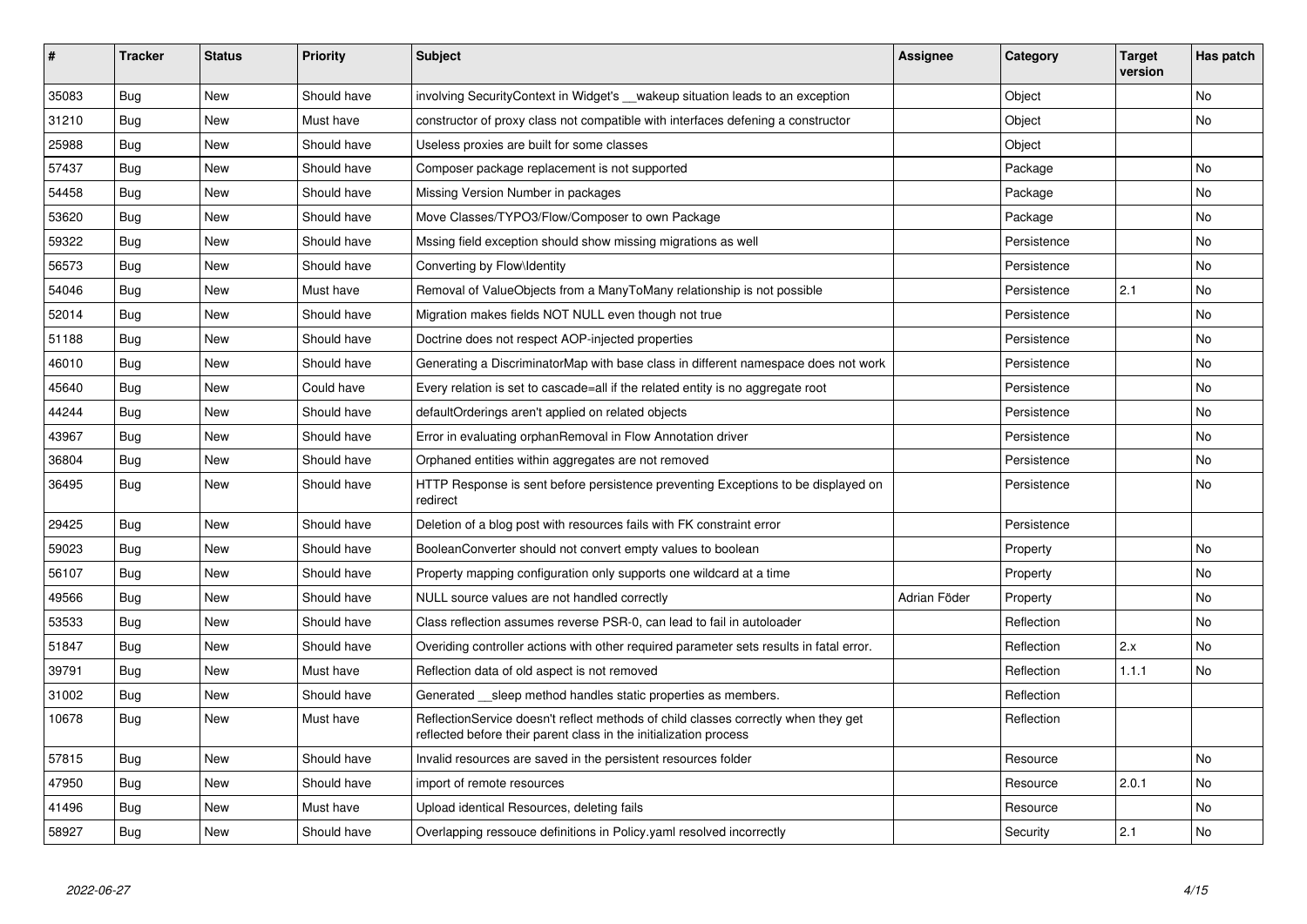| # | Tracker | Status | Priority | Subject | Assignee | Category | Target version | Has patch |
|---|---|---|---|---|---|---|---|---|
| 35083 | Bug | New | Should have | involving SecurityContext in Widget's __wakeup situation leads to an exception | | Object | | No |
| 31210 | Bug | New | Must have | constructor of proxy class not compatible with interfaces defening a constructor | | Object | | No |
| 25988 | Bug | New | Should have | Useless proxies are built for some classes | | Object | | |
| 57437 | Bug | New | Should have | Composer package replacement is not supported | | Package | | No |
| 54458 | Bug | New | Should have | Missing Version Number in packages | | Package | | No |
| 53620 | Bug | New | Should have | Move Classes/TYPO3/Flow/Composer to own Package | | Package | | No |
| 59322 | Bug | New | Should have | Mssing field exception should show missing migrations as well | | Persistence | | No |
| 56573 | Bug | New | Should have | Converting by Flow\Identity | | Persistence | | No |
| 54046 | Bug | New | Must have | Removal of ValueObjects from a ManyToMany relationship is not possible | | Persistence | 2.1 | No |
| 52014 | Bug | New | Should have | Migration makes fields NOT NULL even though not true | | Persistence | | No |
| 51188 | Bug | New | Should have | Doctrine does not respect AOP-injected properties | | Persistence | | No |
| 46010 | Bug | New | Should have | Generating a DiscriminatorMap with base class in different namespace does not work | | Persistence | | No |
| 45640 | Bug | New | Could have | Every relation is set to cascade=all if the related entity is no aggregate root | | Persistence | | No |
| 44244 | Bug | New | Should have | defaultOrderings aren't applied on related objects | | Persistence | | No |
| 43967 | Bug | New | Should have | Error in evaluating orphanRemoval in Flow Annotation driver | | Persistence | | No |
| 36804 | Bug | New | Should have | Orphaned entities within aggregates are not removed | | Persistence | | No |
| 36495 | Bug | New | Should have | HTTP Response is sent before persistence preventing Exceptions to be displayed on redirect | | Persistence | | No |
| 29425 | Bug | New | Should have | Deletion of a blog post with resources fails with FK constraint error | | Persistence | | |
| 59023 | Bug | New | Should have | BooleanConverter should not convert empty values to boolean | | Property | | No |
| 56107 | Bug | New | Should have | Property mapping configuration only supports one wildcard at a time | | Property | | No |
| 49566 | Bug | New | Should have | NULL source values are not handled correctly | Adrian Föder | Property | | No |
| 53533 | Bug | New | Should have | Class reflection assumes reverse PSR-0, can lead to fail in autoloader | | Reflection | | No |
| 51847 | Bug | New | Should have | Overiding controller actions with other required parameter sets results in fatal error. | | Reflection | 2.x | No |
| 39791 | Bug | New | Must have | Reflection data of old aspect is not removed | | Reflection | 1.1.1 | No |
| 31002 | Bug | New | Should have | Generated __sleep method handles static properties as members. | | Reflection | | |
| 10678 | Bug | New | Must have | ReflectionService doesn't reflect methods of child classes correctly when they get reflected before their parent class in the initialization process | | Reflection | | |
| 57815 | Bug | New | Should have | Invalid resources are saved in the persistent resources folder | | Resource | | No |
| 47950 | Bug | New | Should have | import of remote resources | | Resource | 2.0.1 | No |
| 41496 | Bug | New | Must have | Upload identical Resources, deleting fails | | Resource | | No |
| 58927 | Bug | New | Should have | Overlapping ressouce definitions in Policy.yaml resolved incorrectly | | Security | 2.1 | No |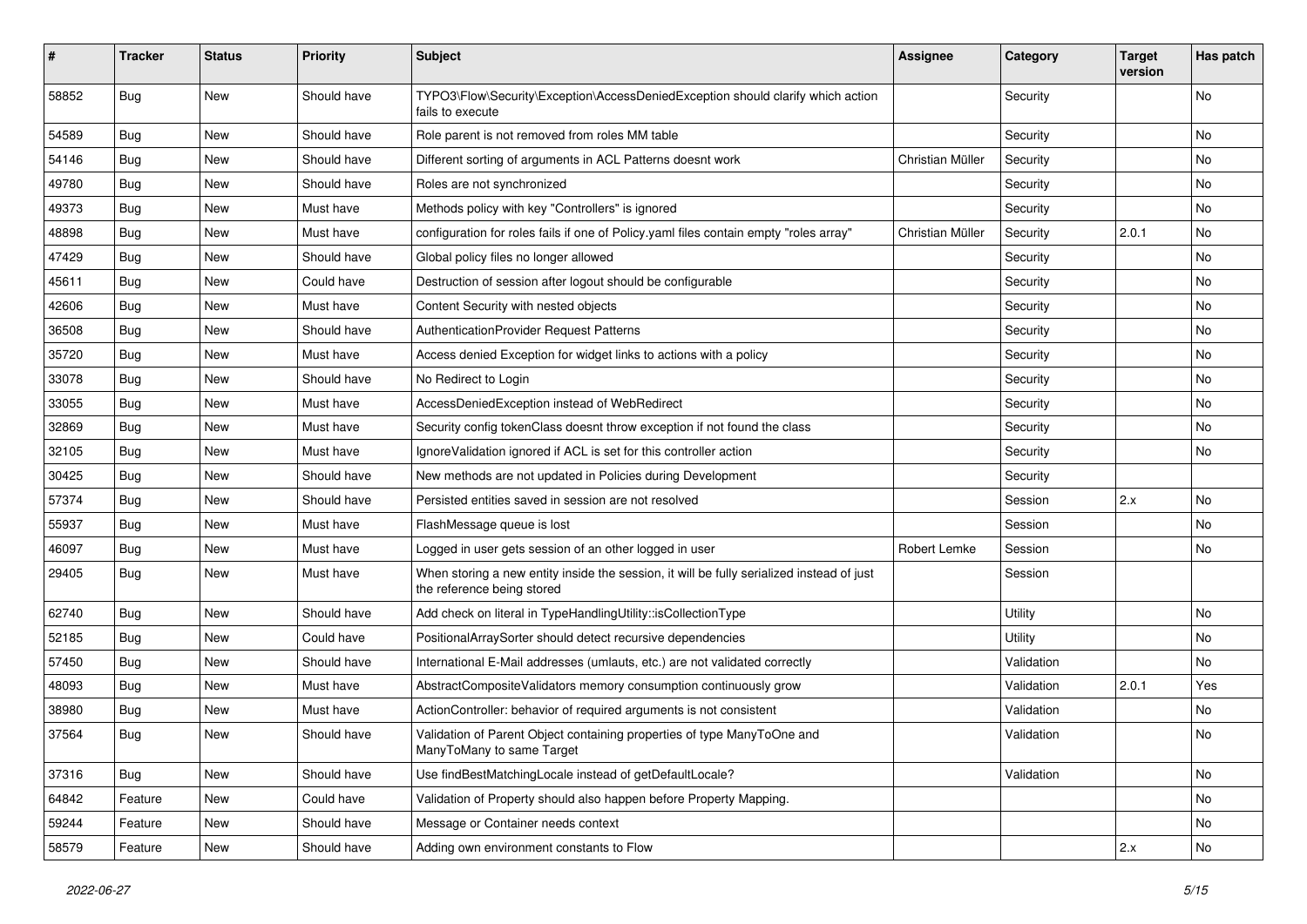| # | Tracker | Status | Priority | Subject | Assignee | Category | Target version | Has patch |
|---|---|---|---|---|---|---|---|---|
| 58852 | Bug | New | Should have | TYPO3\Flow\Security\Exception\AccessDeniedException should clarify which action fails to execute | | Security | | No |
| 54589 | Bug | New | Should have | Role parent is not removed from roles MM table | | Security | | No |
| 54146 | Bug | New | Should have | Different sorting of arguments in ACL Patterns doesnt work | Christian Müller | Security | | No |
| 49780 | Bug | New | Should have | Roles are not synchronized | | Security | | No |
| 49373 | Bug | New | Must have | Methods policy with key "Controllers" is ignored | | Security | | No |
| 48898 | Bug | New | Must have | configuration for roles fails if one of Policy.yaml files contain empty "roles array" | Christian Müller | Security | 2.0.1 | No |
| 47429 | Bug | New | Should have | Global policy files no longer allowed | | Security | | No |
| 45611 | Bug | New | Could have | Destruction of session after logout should be configurable | | Security | | No |
| 42606 | Bug | New | Must have | Content Security with nested objects | | Security | | No |
| 36508 | Bug | New | Should have | AuthenticationProvider Request Patterns | | Security | | No |
| 35720 | Bug | New | Must have | Access denied Exception for widget links to actions with a policy | | Security | | No |
| 33078 | Bug | New | Should have | No Redirect to Login | | Security | | No |
| 33055 | Bug | New | Must have | AccessDeniedException instead of WebRedirect | | Security | | No |
| 32869 | Bug | New | Must have | Security config tokenClass doesnt throw exception if not found the class | | Security | | No |
| 32105 | Bug | New | Must have | IgnoreValidation ignored if ACL is set for this controller action | | Security | | No |
| 30425 | Bug | New | Should have | New methods are not updated in Policies during Development | | Security | | |
| 57374 | Bug | New | Should have | Persisted entities saved in session are not resolved | | Session | 2.x | No |
| 55937 | Bug | New | Must have | FlashMessage queue is lost | | Session | | No |
| 46097 | Bug | New | Must have | Logged in user gets session of an other logged in user | Robert Lemke | Session | | No |
| 29405 | Bug | New | Must have | When storing a new entity inside the session, it will be fully serialized instead of just the reference being stored | | Session | | |
| 62740 | Bug | New | Should have | Add check on literal in TypeHandlingUtility::isCollectionType | | Utility | | No |
| 52185 | Bug | New | Could have | PositionalArraySorter should detect recursive dependencies | | Utility | | No |
| 57450 | Bug | New | Should have | International E-Mail addresses (umlauts, etc.) are not validated correctly | | Validation | | No |
| 48093 | Bug | New | Must have | AbstractCompositeValidators memory consumption continuously grow | | Validation | 2.0.1 | Yes |
| 38980 | Bug | New | Must have | ActionController: behavior of required arguments is not consistent | | Validation | | No |
| 37564 | Bug | New | Should have | Validation of Parent Object containing properties of type ManyToOne and ManyToMany to same Target | | Validation | | No |
| 37316 | Bug | New | Should have | Use findBestMatchingLocale instead of getDefaultLocale? | | Validation | | No |
| 64842 | Feature | New | Could have | Validation of Property should also happen before Property Mapping. | | | | No |
| 59244 | Feature | New | Should have | Message or Container needs context | | | | No |
| 58579 | Feature | New | Should have | Adding own environment constants to Flow | | | 2.x | No |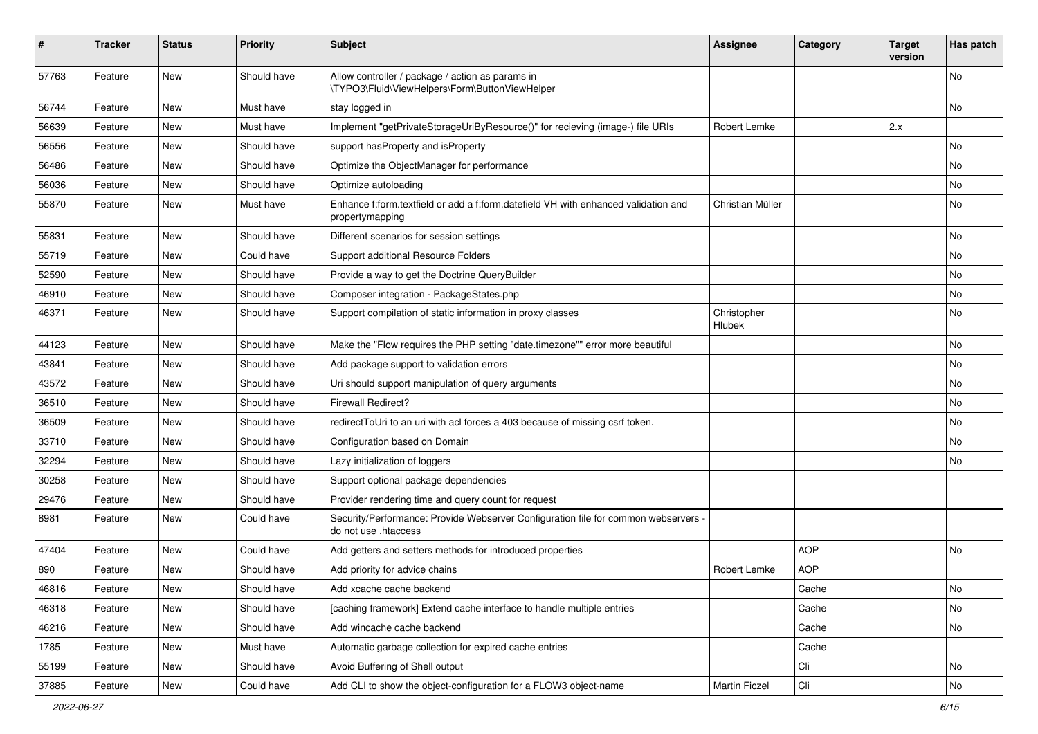| # | Tracker | Status | Priority | Subject | Assignee | Category | Target version | Has patch |
|---|---|---|---|---|---|---|---|---|
| 57763 | Feature | New | Should have | Allow controller / package / action as params in \TYPO3\Fluid\ViewHelpers\Form\ButtonViewHelper | | | | No |
| 56744 | Feature | New | Must have | stay logged in | | | | No |
| 56639 | Feature | New | Must have | Implement "getPrivateStorageUriByResource()" for recieving (image-) file URIs | Robert Lemke | | 2.x | |
| 56556 | Feature | New | Should have | support hasProperty and isProperty | | | | No |
| 56486 | Feature | New | Should have | Optimize the ObjectManager for performance | | | | No |
| 56036 | Feature | New | Should have | Optimize autoloading | | | | No |
| 55870 | Feature | New | Must have | Enhance f:form.textfield or add a f:form.datefield VH with enhanced validation and propertymapping | Christian Müller | | | No |
| 55831 | Feature | New | Should have | Different scenarios for session settings | | | | No |
| 55719 | Feature | New | Could have | Support additional Resource Folders | | | | No |
| 52590 | Feature | New | Should have | Provide a way to get the Doctrine QueryBuilder | | | | No |
| 46910 | Feature | New | Should have | Composer integration - PackageStates.php | | | | No |
| 46371 | Feature | New | Should have | Support compilation of static information in proxy classes | Christopher Hlubek | | | No |
| 44123 | Feature | New | Should have | Make the "Flow requires the PHP setting "date.timezone"" error more beautiful | | | | No |
| 43841 | Feature | New | Should have | Add package support to validation errors | | | | No |
| 43572 | Feature | New | Should have | Uri should support manipulation of query arguments | | | | No |
| 36510 | Feature | New | Should have | Firewall Redirect? | | | | No |
| 36509 | Feature | New | Should have | redirectToUri to an uri with acl forces a 403 because of missing csrf token. | | | | No |
| 33710 | Feature | New | Should have | Configuration based on Domain | | | | No |
| 32294 | Feature | New | Should have | Lazy initialization of loggers | | | | No |
| 30258 | Feature | New | Should have | Support optional package dependencies | | | | |
| 29476 | Feature | New | Should have | Provider rendering time and query count for request | | | | |
| 8981 | Feature | New | Could have | Security/Performance: Provide Webserver Configuration file for common webservers - do not use .htaccess | | | | |
| 47404 | Feature | New | Could have | Add getters and setters methods for introduced properties | | AOP | | No |
| 890 | Feature | New | Should have | Add priority for advice chains | Robert Lemke | AOP | | |
| 46816 | Feature | New | Should have | Add xcache cache backend | | Cache | | No |
| 46318 | Feature | New | Should have | [caching framework] Extend cache interface to handle multiple entries | | Cache | | No |
| 46216 | Feature | New | Should have | Add wincache cache backend | | Cache | | No |
| 1785 | Feature | New | Must have | Automatic garbage collection for expired cache entries | | Cache | | |
| 55199 | Feature | New | Should have | Avoid Buffering of Shell output | | Cli | | No |
| 37885 | Feature | New | Could have | Add CLI to show the object-configuration for a FLOW3 object-name | Martin Ficzel | Cli | | No |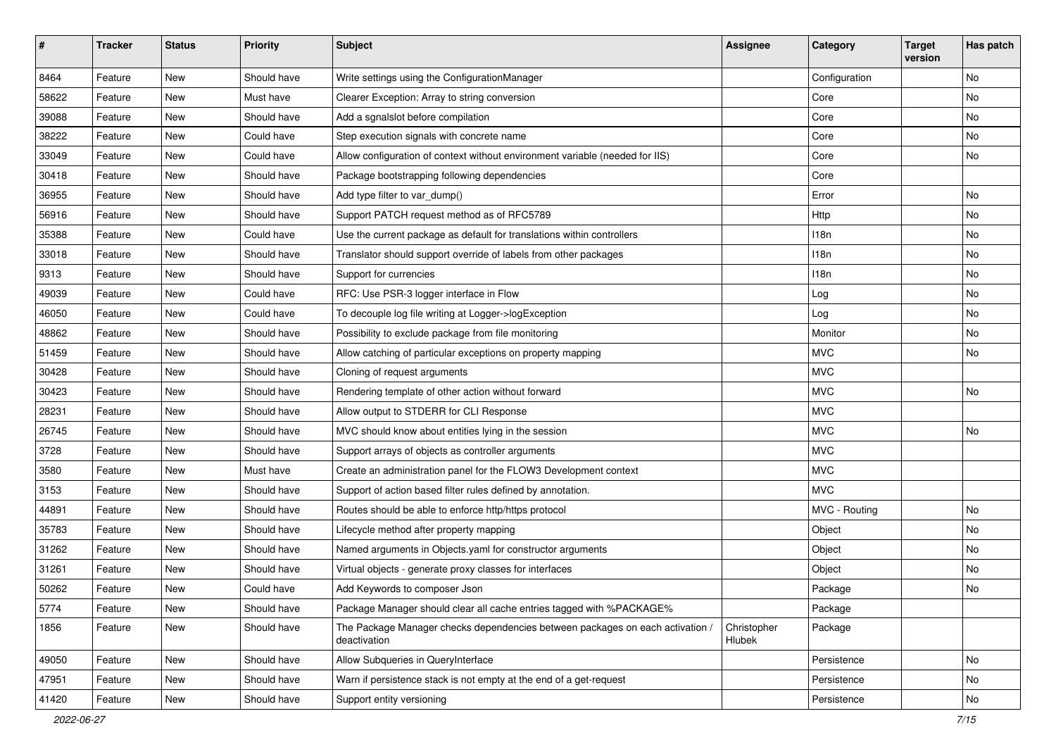| # | Tracker | Status | Priority | Subject | Assignee | Category | Target version | Has patch |
|---|---|---|---|---|---|---|---|---|
| 8464 | Feature | New | Should have | Write settings using the ConfigurationManager | | Configuration | | No |
| 58622 | Feature | New | Must have | Clearer Exception: Array to string conversion | | Core | | No |
| 39088 | Feature | New | Should have | Add a sgnalslot before compilation | | Core | | No |
| 38222 | Feature | New | Could have | Step execution signals with concrete name | | Core | | No |
| 33049 | Feature | New | Could have | Allow configuration of context without environment variable (needed for IIS) | | Core | | No |
| 30418 | Feature | New | Should have | Package bootstrapping following dependencies | | Core | | |
| 36955 | Feature | New | Should have | Add type filter to var_dump() | | Error | | No |
| 56916 | Feature | New | Should have | Support PATCH request method as of RFC5789 | | Http | | No |
| 35388 | Feature | New | Could have | Use the current package as default for translations within controllers | | I18n | | No |
| 33018 | Feature | New | Should have | Translator should support override of labels from other packages | | I18n | | No |
| 9313 | Feature | New | Should have | Support for currencies | | I18n | | No |
| 49039 | Feature | New | Could have | RFC: Use PSR-3 logger interface in Flow | | Log | | No |
| 46050 | Feature | New | Could have | To decouple log file writing at Logger->logException | | Log | | No |
| 48862 | Feature | New | Should have | Possibility to exclude package from file monitoring | | Monitor | | No |
| 51459 | Feature | New | Should have | Allow catching of particular exceptions on property mapping | | MVC | | No |
| 30428 | Feature | New | Should have | Cloning of request arguments | | MVC | | |
| 30423 | Feature | New | Should have | Rendering template of other action without forward | | MVC | | No |
| 28231 | Feature | New | Should have | Allow output to STDERR for CLI Response | | MVC | | |
| 26745 | Feature | New | Should have | MVC should know about entities lying in the session | | MVC | | No |
| 3728 | Feature | New | Should have | Support arrays of objects as controller arguments | | MVC | | |
| 3580 | Feature | New | Must have | Create an administration panel for the FLOW3 Development context | | MVC | | |
| 3153 | Feature | New | Should have | Support of action based filter rules defined by annotation. | | MVC | | |
| 44891 | Feature | New | Should have | Routes should be able to enforce http/https protocol | | MVC - Routing | | No |
| 35783 | Feature | New | Should have | Lifecycle method after property mapping | | Object | | No |
| 31262 | Feature | New | Should have | Named arguments in Objects.yaml for constructor arguments | | Object | | No |
| 31261 | Feature | New | Should have | Virtual objects - generate proxy classes for interfaces | | Object | | No |
| 50262 | Feature | New | Could have | Add Keywords to composer Json | | Package | | No |
| 5774 | Feature | New | Should have | Package Manager should clear all cache entries tagged with %PACKAGE% | | Package | | |
| 1856 | Feature | New | Should have | The Package Manager checks dependencies between packages on each activation / deactivation | Christopher Hlubek | Package | | |
| 49050 | Feature | New | Should have | Allow Subqueries in QueryInterface | | Persistence | | No |
| 47951 | Feature | New | Should have | Warn if persistence stack is not empty at the end of a get-request | | Persistence | | No |
| 41420 | Feature | New | Should have | Support entity versioning | | Persistence | | No |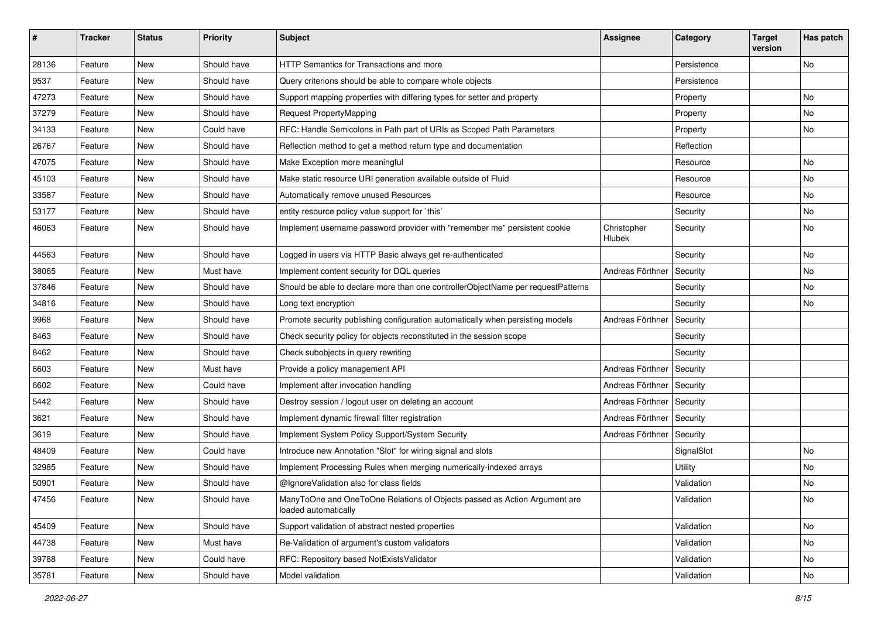| # | Tracker | Status | Priority | Subject | Assignee | Category | Target version | Has patch |
|---|---|---|---|---|---|---|---|---|
| 28136 | Feature | New | Should have | HTTP Semantics for Transactions and more | | Persistence | | No |
| 9537 | Feature | New | Should have | Query criterions should be able to compare whole objects | | Persistence | | |
| 47273 | Feature | New | Should have | Support mapping properties with differing types for setter and property | | Property | | No |
| 37279 | Feature | New | Should have | Request PropertyMapping | | Property | | No |
| 34133 | Feature | New | Could have | RFC: Handle Semicolons in Path part of URIs as Scoped Path Parameters | | Property | | No |
| 26767 | Feature | New | Should have | Reflection method to get a method return type and documentation | | Reflection | | |
| 47075 | Feature | New | Should have | Make Exception more meaningful | | Resource | | No |
| 45103 | Feature | New | Should have | Make static resource URI generation available outside of Fluid | | Resource | | No |
| 33587 | Feature | New | Should have | Automatically remove unused Resources | | Resource | | No |
| 53177 | Feature | New | Should have | entity resource policy value support for `this` | | Security | | No |
| 46063 | Feature | New | Should have | Implement username password provider with "remember me" persistent cookie | Christopher Hlubek | Security | | No |
| 44563 | Feature | New | Should have | Logged in users via HTTP Basic always get re-authenticated | | Security | | No |
| 38065 | Feature | New | Must have | Implement content security for DQL queries | Andreas Förthner | Security | | No |
| 37846 | Feature | New | Should have | Should be able to declare more than one controllerObjectName per requestPatterns | | Security | | No |
| 34816 | Feature | New | Should have | Long text encryption | | Security | | No |
| 9968 | Feature | New | Should have | Promote security publishing configuration automatically when persisting models | Andreas Förthner | Security | | |
| 8463 | Feature | New | Should have | Check security policy for objects reconstituted in the session scope | | Security | | |
| 8462 | Feature | New | Should have | Check subobjects in query rewriting | | Security | | |
| 6603 | Feature | New | Must have | Provide a policy management API | Andreas Förthner | Security | | |
| 6602 | Feature | New | Could have | Implement after invocation handling | Andreas Förthner | Security | | |
| 5442 | Feature | New | Should have | Destroy session / logout user on deleting an account | Andreas Förthner | Security | | |
| 3621 | Feature | New | Should have | Implement dynamic firewall filter registration | Andreas Förthner | Security | | |
| 3619 | Feature | New | Should have | Implement System Policy Support/System Security | Andreas Förthner | Security | | |
| 48409 | Feature | New | Could have | Introduce new Annotation "Slot" for wiring signal and slots | | SignalSlot | | No |
| 32985 | Feature | New | Should have | Implement Processing Rules when merging numerically-indexed arrays | | Utility | | No |
| 50901 | Feature | New | Should have | @IgnoreValidation also for class fields | | Validation | | No |
| 47456 | Feature | New | Should have | ManyToOne and OneToOne Relations of Objects passed as Action Argument are loaded automatically | | Validation | | No |
| 45409 | Feature | New | Should have | Support validation of abstract nested properties | | Validation | | No |
| 44738 | Feature | New | Must have | Re-Validation of argument's custom validators | | Validation | | No |
| 39788 | Feature | New | Could have | RFC: Repository based NotExistsValidator | | Validation | | No |
| 35781 | Feature | New | Should have | Model validation | | Validation | | No |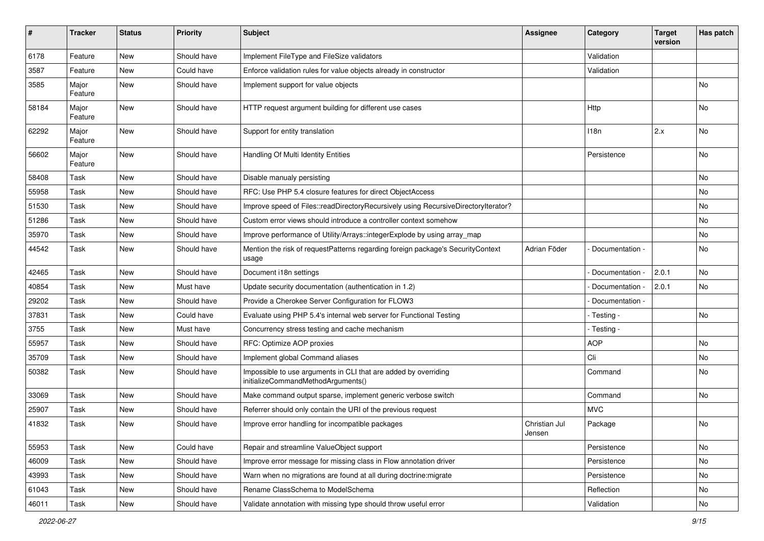| # | Tracker | Status | Priority | Subject | Assignee | Category | Target version | Has patch |
|---|---|---|---|---|---|---|---|---|
| 6178 | Feature | New | Should have | Implement FileType and FileSize validators | | Validation | | |
| 3587 | Feature | New | Could have | Enforce validation rules for value objects already in constructor | | Validation | | |
| 3585 | Major Feature | New | Should have | Implement support for value objects | | | | No |
| 58184 | Major Feature | New | Should have | HTTP request argument building for different use cases | | Http | | No |
| 62292 | Major Feature | New | Should have | Support for entity translation | | I18n | 2.x | No |
| 56602 | Major Feature | New | Should have | Handling Of Multi Identity Entities | | Persistence | | No |
| 58408 | Task | New | Should have | Disable manualy persisting | | | | No |
| 55958 | Task | New | Should have | RFC: Use PHP 5.4 closure features for direct ObjectAccess | | | | No |
| 51530 | Task | New | Should have | Improve speed of Files::readDirectoryRecursively using RecursiveDirectoryIterator? | | | | No |
| 51286 | Task | New | Should have | Custom error views should introduce a controller context somehow | | | | No |
| 35970 | Task | New | Should have | Improve performance of Utility/Arrays::integerExplode by using array_map | | | | No |
| 44542 | Task | New | Should have | Mention the risk of requestPatterns regarding foreign package's SecurityContext usage | Adrian Föder | - Documentation - | | No |
| 42465 | Task | New | Should have | Document i18n settings | | - Documentation - | 2.0.1 | No |
| 40854 | Task | New | Must have | Update security documentation (authentication in 1.2) | | - Documentation - | 2.0.1 | No |
| 29202 | Task | New | Should have | Provide a Cherokee Server Configuration for FLOW3 | | - Documentation - | | |
| 37831 | Task | New | Could have | Evaluate using PHP 5.4's internal web server for Functional Testing | | - Testing - | | No |
| 3755 | Task | New | Must have | Concurrency stress testing and cache mechanism | | - Testing - | | |
| 55957 | Task | New | Should have | RFC: Optimize AOP proxies | | AOP | | No |
| 35709 | Task | New | Should have | Implement global Command aliases | | Cli | | No |
| 50382 | Task | New | Should have | Impossible to use arguments in CLI that are added by overriding initializeCommandMethodArguments() | | Command | | No |
| 33069 | Task | New | Should have | Make command output sparse, implement generic verbose switch | | Command | | No |
| 25907 | Task | New | Should have | Referrer should only contain the URI of the previous request | | MVC | | |
| 41832 | Task | New | Should have | Improve error handling for incompatible packages | Christian Jul Jensen | Package | | No |
| 55953 | Task | New | Could have | Repair and streamline ValueObject support | | Persistence | | No |
| 46009 | Task | New | Should have | Improve error message for missing class in Flow annotation driver | | Persistence | | No |
| 43993 | Task | New | Should have | Warn when no migrations are found at all during doctrine:migrate | | Persistence | | No |
| 61043 | Task | New | Should have | Rename ClassSchema to ModelSchema | | Reflection | | No |
| 46011 | Task | New | Should have | Validate annotation with missing type should throw useful error | | Validation | | No |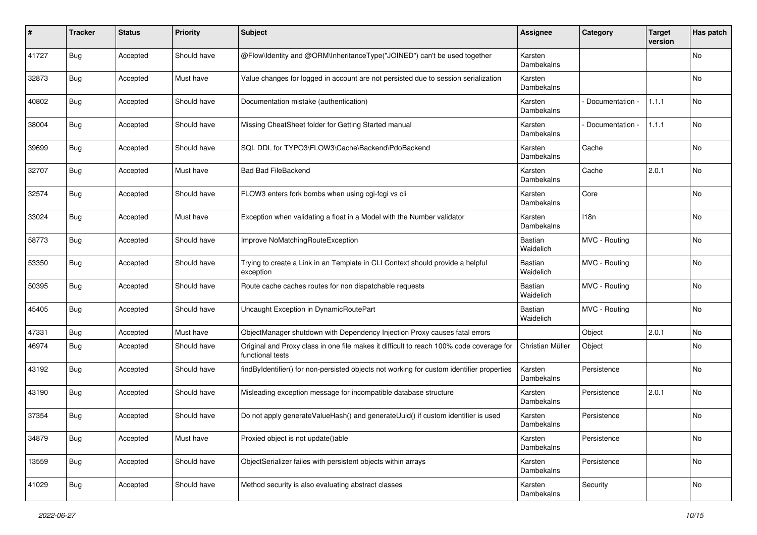| # | Tracker | Status | Priority | Subject | Assignee | Category | Target version | Has patch |
|---|---|---|---|---|---|---|---|---|
| 41727 | Bug | Accepted | Should have | @Flow\Identity and @ORM\InheritanceType("JOINED") can't be used together | Karsten Dambekalns | | | No |
| 32873 | Bug | Accepted | Must have | Value changes for logged in account are not persisted due to session serialization | Karsten Dambekalns | | | No |
| 40802 | Bug | Accepted | Should have | Documentation mistake (authentication) | Karsten Dambekalns | - Documentation - | 1.1.1 | No |
| 38004 | Bug | Accepted | Should have | Missing CheatSheet folder for Getting Started manual | Karsten Dambekalns | - Documentation - | 1.1.1 | No |
| 39699 | Bug | Accepted | Should have | SQL DDL for TYPO3\FLOW3\Cache\Backend\PdoBackend | Karsten Dambekalns | Cache | | No |
| 32707 | Bug | Accepted | Must have | Bad Bad FileBackend | Karsten Dambekalns | Cache | 2.0.1 | No |
| 32574 | Bug | Accepted | Should have | FLOW3 enters fork bombs when using cgi-fcgi vs cli | Karsten Dambekalns | Core | | No |
| 33024 | Bug | Accepted | Must have | Exception when validating a float in a Model with the Number validator | Karsten Dambekalns | I18n | | No |
| 58773 | Bug | Accepted | Should have | Improve NoMatchingRouteException | Bastian Waidelich | MVC - Routing | | No |
| 53350 | Bug | Accepted | Should have | Trying to create a Link in an Template in CLI Context should provide a helpful exception | Bastian Waidelich | MVC - Routing | | No |
| 50395 | Bug | Accepted | Should have | Route cache caches routes for non dispatchable requests | Bastian Waidelich | MVC - Routing | | No |
| 45405 | Bug | Accepted | Should have | Uncaught Exception in DynamicRoutePart | Bastian Waidelich | MVC - Routing | | No |
| 47331 | Bug | Accepted | Must have | ObjectManager shutdown with Dependency Injection Proxy causes fatal errors | | Object | 2.0.1 | No |
| 46974 | Bug | Accepted | Should have | Original and Proxy class in one file makes it difficult to reach 100% code coverage for functional tests | Christian Müller | Object | | No |
| 43192 | Bug | Accepted | Should have | findByIdentifier() for non-persisted objects not working for custom identifier properties | Karsten Dambekalns | Persistence | | No |
| 43190 | Bug | Accepted | Should have | Misleading exception message for incompatible database structure | Karsten Dambekalns | Persistence | 2.0.1 | No |
| 37354 | Bug | Accepted | Should have | Do not apply generateValueHash() and generateUuid() if custom identifier is used | Karsten Dambekalns | Persistence | | No |
| 34879 | Bug | Accepted | Must have | Proxied object is not update()able | Karsten Dambekalns | Persistence | | No |
| 13559 | Bug | Accepted | Should have | ObjectSerializer failes with persistent objects within arrays | Karsten Dambekalns | Persistence | | No |
| 41029 | Bug | Accepted | Should have | Method security is also evaluating abstract classes | Karsten Dambekalns | Security | | No |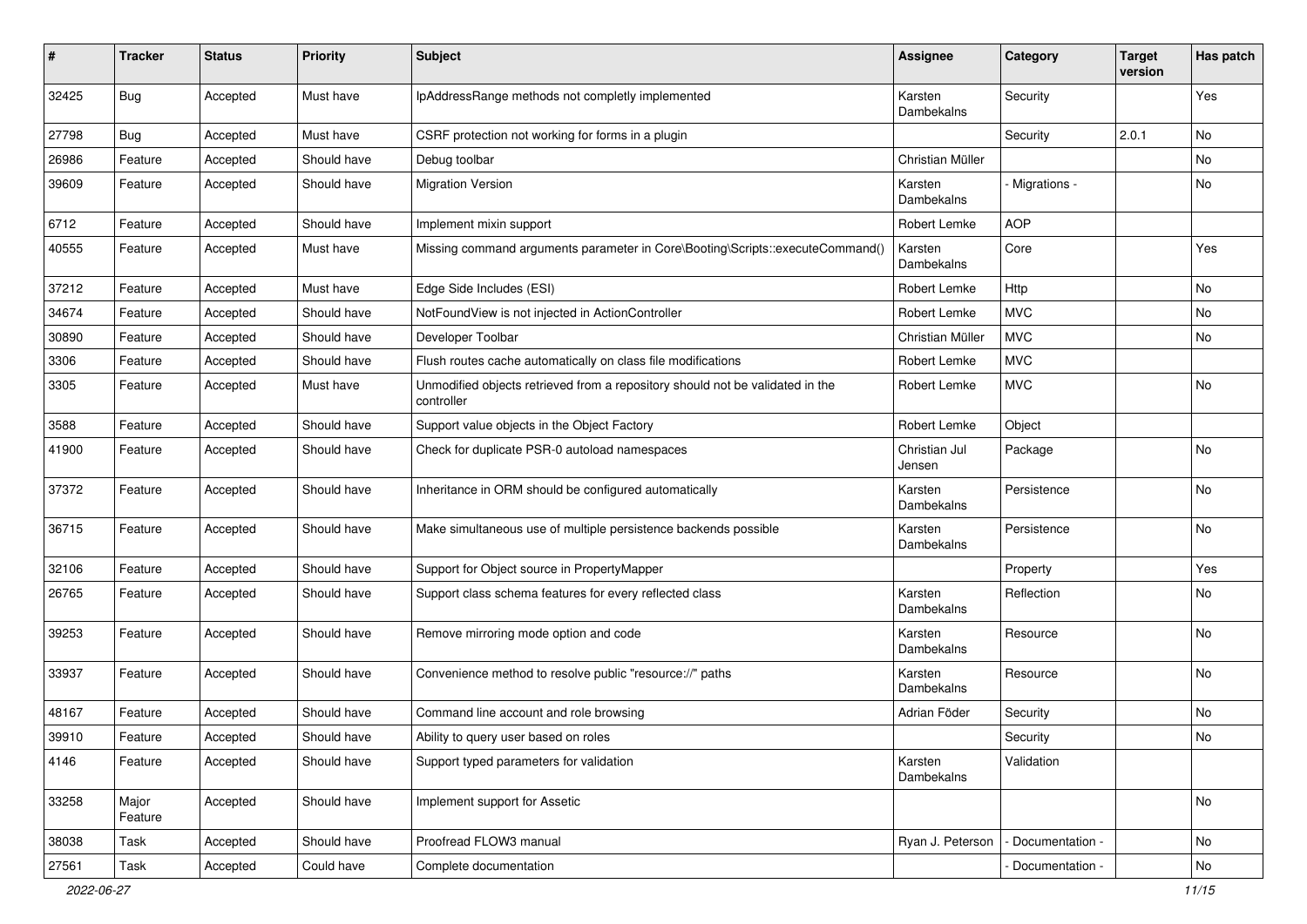| # | Tracker | Status | Priority | Subject | Assignee | Category | Target version | Has patch |
|---|---|---|---|---|---|---|---|---|
| 32425 | Bug | Accepted | Must have | IpAddressRange methods not completly implemented | Karsten Dambekalns | Security | | Yes |
| 27798 | Bug | Accepted | Must have | CSRF protection not working for forms in a plugin | | Security | 2.0.1 | No |
| 26986 | Feature | Accepted | Should have | Debug toolbar | Christian Müller | | | No |
| 39609 | Feature | Accepted | Should have | Migration Version | Karsten Dambekalns | - Migrations - | | No |
| 6712 | Feature | Accepted | Should have | Implement mixin support | Robert Lemke | AOP | | |
| 40555 | Feature | Accepted | Must have | Missing command arguments parameter in Core\Booting\Scripts::executeCommand() | Karsten Dambekalns | Core | | Yes |
| 37212 | Feature | Accepted | Must have | Edge Side Includes (ESI) | Robert Lemke | Http | | No |
| 34674 | Feature | Accepted | Should have | NotFoundView is not injected in ActionController | Robert Lemke | MVC | | No |
| 30890 | Feature | Accepted | Should have | Developer Toolbar | Christian Müller | MVC | | No |
| 3306 | Feature | Accepted | Should have | Flush routes cache automatically on class file modifications | Robert Lemke | MVC | | |
| 3305 | Feature | Accepted | Must have | Unmodified objects retrieved from a repository should not be validated in the controller | Robert Lemke | MVC | | No |
| 3588 | Feature | Accepted | Should have | Support value objects in the Object Factory | Robert Lemke | Object | | |
| 41900 | Feature | Accepted | Should have | Check for duplicate PSR-0 autoload namespaces | Christian Jul Jensen | Package | | No |
| 37372 | Feature | Accepted | Should have | Inheritance in ORM should be configured automatically | Karsten Dambekalns | Persistence | | No |
| 36715 | Feature | Accepted | Should have | Make simultaneous use of multiple persistence backends possible | Karsten Dambekalns | Persistence | | No |
| 32106 | Feature | Accepted | Should have | Support for Object source in PropertyMapper | | Property | | Yes |
| 26765 | Feature | Accepted | Should have | Support class schema features for every reflected class | Karsten Dambekalns | Reflection | | No |
| 39253 | Feature | Accepted | Should have | Remove mirroring mode option and code | Karsten Dambekalns | Resource | | No |
| 33937 | Feature | Accepted | Should have | Convenience method to resolve public "resource://" paths | Karsten Dambekalns | Resource | | No |
| 48167 | Feature | Accepted | Should have | Command line account and role browsing | Adrian Föder | Security | | No |
| 39910 | Feature | Accepted | Should have | Ability to query user based on roles | | Security | | No |
| 4146 | Feature | Accepted | Should have | Support typed parameters for validation | Karsten Dambekalns | Validation | | |
| 33258 | Major Feature | Accepted | Should have | Implement support for Assetic | | | | No |
| 38038 | Task | Accepted | Should have | Proofread FLOW3 manual | Ryan J. Peterson | - Documentation - | | No |
| 27561 | Task | Accepted | Could have | Complete documentation | | - Documentation - | | No |

2022-06-27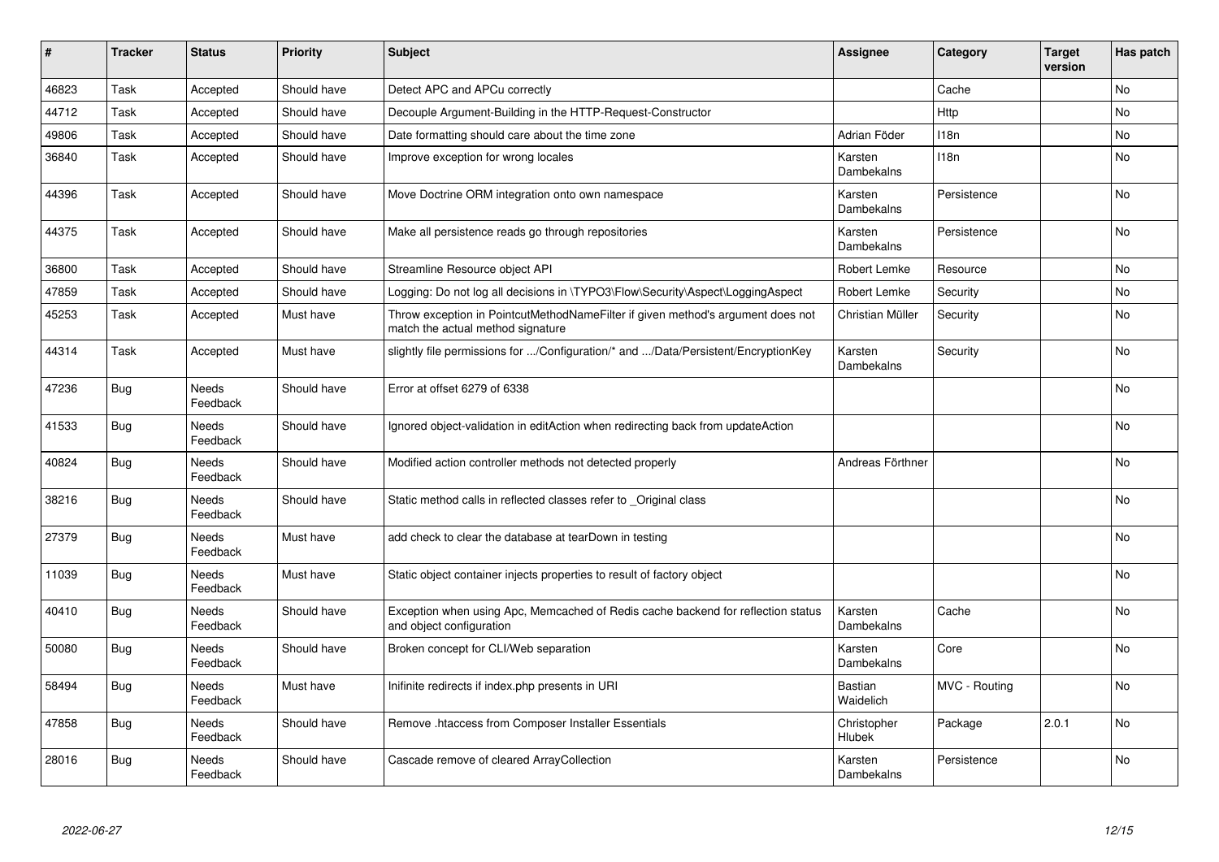| # | Tracker | Status | Priority | Subject | Assignee | Category | Target version | Has patch |
|---|---|---|---|---|---|---|---|---|
| 46823 | Task | Accepted | Should have | Detect APC and APCu correctly | | Cache | | No |
| 44712 | Task | Accepted | Should have | Decouple Argument-Building in the HTTP-Request-Constructor | | Http | | No |
| 49806 | Task | Accepted | Should have | Date formatting should care about the time zone | Adrian Föder | I18n | | No |
| 36840 | Task | Accepted | Should have | Improve exception for wrong locales | Karsten Dambekalns | I18n | | No |
| 44396 | Task | Accepted | Should have | Move Doctrine ORM integration onto own namespace | Karsten Dambekalns | Persistence | | No |
| 44375 | Task | Accepted | Should have | Make all persistence reads go through repositories | Karsten Dambekalns | Persistence | | No |
| 36800 | Task | Accepted | Should have | Streamline Resource object API | Robert Lemke | Resource | | No |
| 47859 | Task | Accepted | Should have | Logging: Do not log all decisions in \TYPO3\Flow\Security\Aspect\LoggingAspect | Robert Lemke | Security | | No |
| 45253 | Task | Accepted | Must have | Throw exception in PointcutMethodNameFilter if given method's argument does not match the actual method signature | Christian Müller | Security | | No |
| 44314 | Task | Accepted | Must have | slightly file permissions for .../Configuration/* and .../Data/Persistent/EncryptionKey | Karsten Dambekalns | Security | | No |
| 47236 | Bug | Needs Feedback | Should have | Error at offset 6279 of 6338 | | | | No |
| 41533 | Bug | Needs Feedback | Should have | Ignored object-validation in editAction when redirecting back from updateAction | | | | No |
| 40824 | Bug | Needs Feedback | Should have | Modified action controller methods not detected properly | Andreas Förthner | | | No |
| 38216 | Bug | Needs Feedback | Should have | Static method calls in reflected classes refer to _Original class | | | | No |
| 27379 | Bug | Needs Feedback | Must have | add check to clear the database at tearDown in testing | | | | No |
| 11039 | Bug | Needs Feedback | Must have | Static object container injects properties to result of factory object | | | | No |
| 40410 | Bug | Needs Feedback | Should have | Exception when using Apc, Memcached of Redis cache backend for reflection status and object configuration | Karsten Dambekalns | Cache | | No |
| 50080 | Bug | Needs Feedback | Should have | Broken concept for CLI/Web separation | Karsten Dambekalns | Core | | No |
| 58494 | Bug | Needs Feedback | Must have | Inifinite redirects if index.php presents in URI | Bastian Waidelich | MVC - Routing | | No |
| 47858 | Bug | Needs Feedback | Should have | Remove .htaccess from Composer Installer Essentials | Christopher Hlubek | Package | 2.0.1 | No |
| 28016 | Bug | Needs Feedback | Should have | Cascade remove of cleared ArrayCollection | Karsten Dambekalns | Persistence | | No |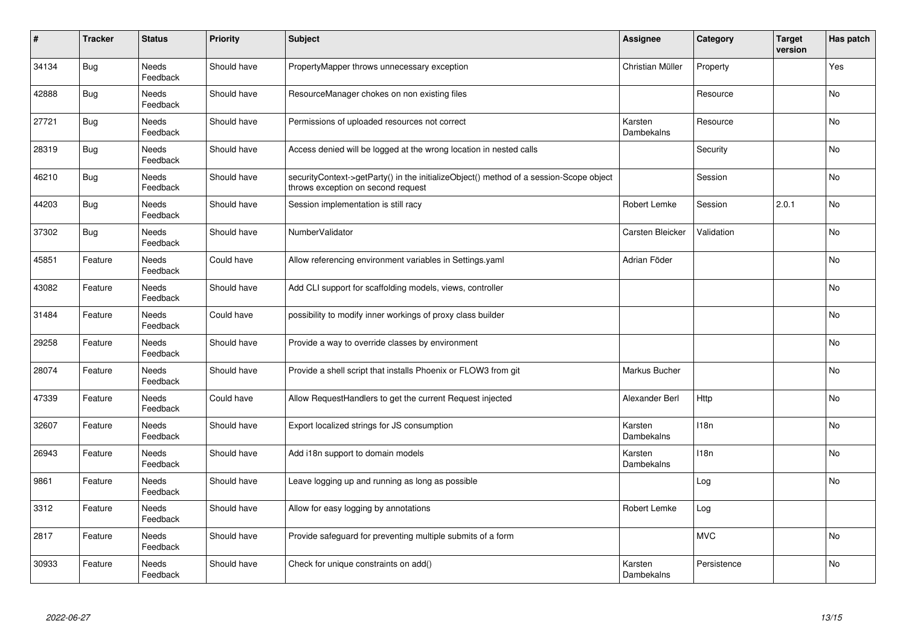| # | Tracker | Status | Priority | Subject | Assignee | Category | Target version | Has patch |
|---|---|---|---|---|---|---|---|---|
| 34134 | Bug | Needs Feedback | Should have | PropertyMapper throws unnecessary exception | Christian Müller | Property | | Yes |
| 42888 | Bug | Needs Feedback | Should have | ResourceManager chokes on non existing files | | Resource | | No |
| 27721 | Bug | Needs Feedback | Should have | Permissions of uploaded resources not correct | Karsten Dambekalns | Resource | | No |
| 28319 | Bug | Needs Feedback | Should have | Access denied will be logged at the wrong location in nested calls | | Security | | No |
| 46210 | Bug | Needs Feedback | Should have | securityContext->getParty() in the initializeObject() method of a session-Scope object throws exception on second request | | Session | | No |
| 44203 | Bug | Needs Feedback | Should have | Session implementation is still racy | Robert Lemke | Session | 2.0.1 | No |
| 37302 | Bug | Needs Feedback | Should have | NumberValidator | Carsten Bleicker | Validation | | No |
| 45851 | Feature | Needs Feedback | Could have | Allow referencing environment variables in Settings.yaml | Adrian Föder | | | No |
| 43082 | Feature | Needs Feedback | Should have | Add CLI support for scaffolding models, views, controller | | | | No |
| 31484 | Feature | Needs Feedback | Could have | possibility to modify inner workings of proxy class builder | | | | No |
| 29258 | Feature | Needs Feedback | Should have | Provide a way to override classes by environment | | | | No |
| 28074 | Feature | Needs Feedback | Should have | Provide a shell script that installs Phoenix or FLOW3 from git | Markus Bucher | | | No |
| 47339 | Feature | Needs Feedback | Could have | Allow RequestHandlers to get the current Request injected | Alexander Berl | Http | | No |
| 32607 | Feature | Needs Feedback | Should have | Export localized strings for JS consumption | Karsten Dambekalns | I18n | | No |
| 26943 | Feature | Needs Feedback | Should have | Add i18n support to domain models | Karsten Dambekalns | I18n | | No |
| 9861 | Feature | Needs Feedback | Should have | Leave logging up and running as long as possible | | Log | | No |
| 3312 | Feature | Needs Feedback | Should have | Allow for easy logging by annotations | Robert Lemke | Log | | |
| 2817 | Feature | Needs Feedback | Should have | Provide safeguard for preventing multiple submits of a form | | MVC | | No |
| 30933 | Feature | Needs Feedback | Should have | Check for unique constraints on add() | Karsten Dambekalns | Persistence | | No |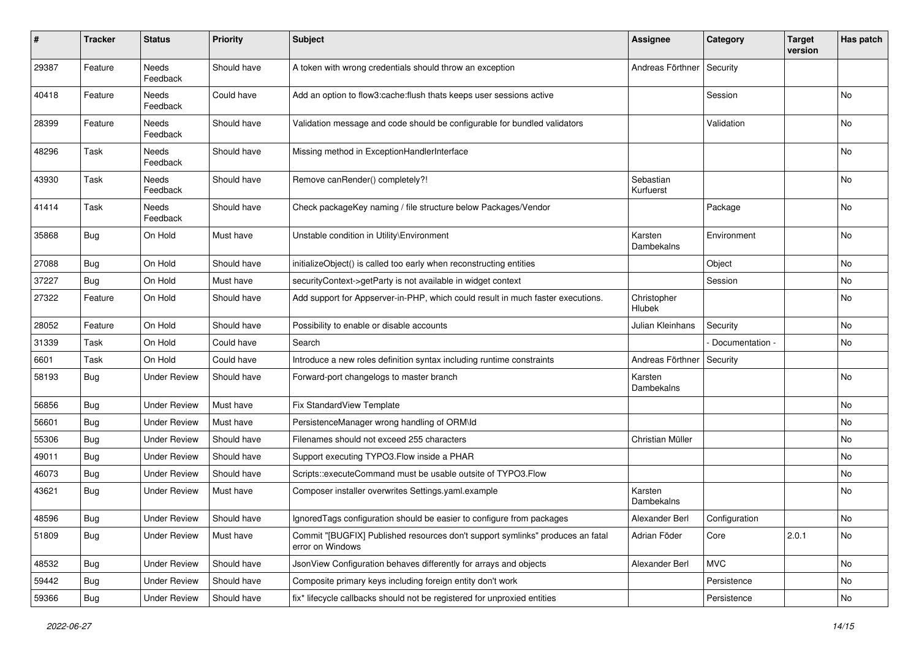| # | Tracker | Status | Priority | Subject | Assignee | Category | Target version | Has patch |
|---|---|---|---|---|---|---|---|---|
| 29387 | Feature | Needs Feedback | Should have | A token with wrong credentials should throw an exception | Andreas Förthner | Security | | |
| 40418 | Feature | Needs Feedback | Could have | Add an option to flow3:cache:flush thats keeps user sessions active | | Session | | No |
| 28399 | Feature | Needs Feedback | Should have | Validation message and code should be configurable for bundled validators | | Validation | | No |
| 48296 | Task | Needs Feedback | Should have | Missing method in ExceptionHandlerInterface | | | | No |
| 43930 | Task | Needs Feedback | Should have | Remove canRender() completely?! | Sebastian Kurfuerst | | | No |
| 41414 | Task | Needs Feedback | Should have | Check packageKey naming / file structure below Packages/Vendor | | Package | | No |
| 35868 | Bug | On Hold | Must have | Unstable condition in Utility\Environment | Karsten Dambekalns | Environment | | No |
| 27088 | Bug | On Hold | Should have | initializeObject() is called too early when reconstructing entities | | Object | | No |
| 37227 | Bug | On Hold | Must have | securityContext->getParty is not available in widget context | | Session | | No |
| 27322 | Feature | On Hold | Should have | Add support for Appserver-in-PHP, which could result in much faster executions. | Christopher Hlubek | | | No |
| 28052 | Feature | On Hold | Should have | Possibility to enable or disable accounts | Julian Kleinhans | Security | | No |
| 31339 | Task | On Hold | Could have | Search | | - Documentation - | | No |
| 6601 | Task | On Hold | Could have | Introduce a new roles definition syntax including runtime constraints | Andreas Förthner | Security | | |
| 58193 | Bug | Under Review | Should have | Forward-port changelogs to master branch | Karsten Dambekalns | | | No |
| 56856 | Bug | Under Review | Must have | Fix StandardView Template | | | | No |
| 56601 | Bug | Under Review | Must have | PersistenceManager wrong handling of ORM\Id | | | | No |
| 55306 | Bug | Under Review | Should have | Filenames should not exceed 255 characters | Christian Müller | | | No |
| 49011 | Bug | Under Review | Should have | Support executing TYPO3.Flow inside a PHAR | | | | No |
| 46073 | Bug | Under Review | Should have | Scripts::executeCommand must be usable outsite of TYPO3.Flow | | | | No |
| 43621 | Bug | Under Review | Must have | Composer installer overwrites Settings.yaml.example | Karsten Dambekalns | | | No |
| 48596 | Bug | Under Review | Should have | IgnoredTags configuration should be easier to configure from packages | Alexander Berl | Configuration | | No |
| 51809 | Bug | Under Review | Must have | Commit "[BUGFIX] Published resources don't support symlinks" produces an fatal error on Windows | Adrian Föder | Core | 2.0.1 | No |
| 48532 | Bug | Under Review | Should have | JsonView Configuration behaves differently for arrays and objects | Alexander Berl | MVC | | No |
| 59442 | Bug | Under Review | Should have | Composite primary keys including foreign entity don't work | | Persistence | | No |
| 59366 | Bug | Under Review | Should have | fix* lifecycle callbacks should not be registered for unproxied entities | | Persistence | | No |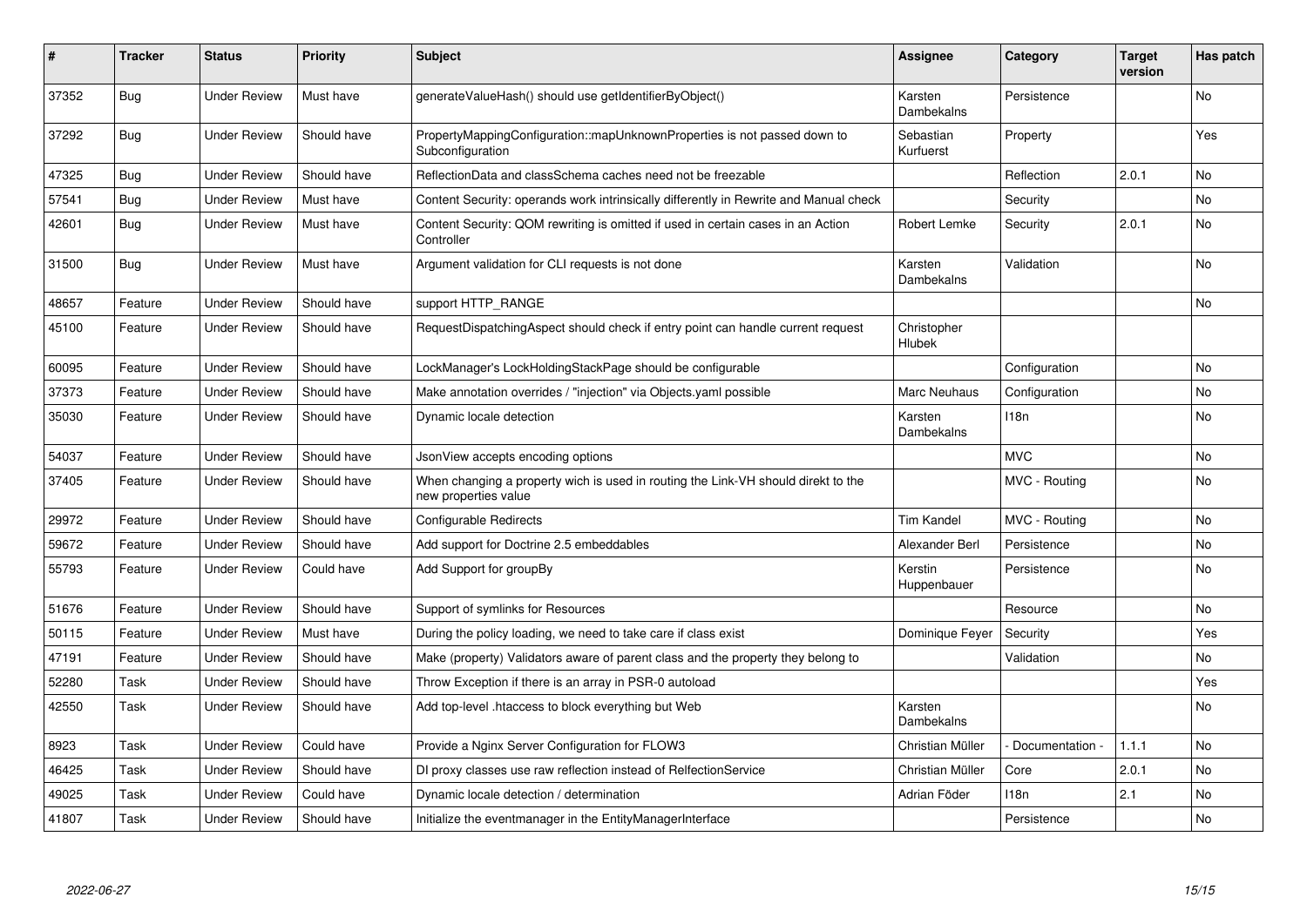| # | Tracker | Status | Priority | Subject | Assignee | Category | Target version | Has patch |
|---|---|---|---|---|---|---|---|---|
| 37352 | Bug | Under Review | Must have | generateValueHash() should use getIdentifierByObject() | Karsten Dambekalns | Persistence | | No |
| 37292 | Bug | Under Review | Should have | PropertyMappingConfiguration::mapUnknownProperties is not passed down to Subconfiguration | Sebastian Kurfuerst | Property | | Yes |
| 47325 | Bug | Under Review | Should have | ReflectionData and classSchema caches need not be freezable | | Reflection | 2.0.1 | No |
| 57541 | Bug | Under Review | Must have | Content Security: operands work intrinsically differently in Rewrite and Manual check | | Security | | No |
| 42601 | Bug | Under Review | Must have | Content Security: QOM rewriting is omitted if used in certain cases in an Action Controller | Robert Lemke | Security | 2.0.1 | No |
| 31500 | Bug | Under Review | Must have | Argument validation for CLI requests is not done | Karsten Dambekalns | Validation | | No |
| 48657 | Feature | Under Review | Should have | support HTTP_RANGE | | | | No |
| 45100 | Feature | Under Review | Should have | RequestDispatchingAspect should check if entry point can handle current request | Christopher Hlubek | | | |
| 60095 | Feature | Under Review | Should have | LockManager's LockHoldingStackPage should be configurable | | Configuration | | No |
| 37373 | Feature | Under Review | Should have | Make annotation overrides / "injection" via Objects.yaml possible | Marc Neuhaus | Configuration | | No |
| 35030 | Feature | Under Review | Should have | Dynamic locale detection | Karsten Dambekalns | I18n | | No |
| 54037 | Feature | Under Review | Should have | JsonView accepts encoding options | | MVC | | No |
| 37405 | Feature | Under Review | Should have | When changing a property wich is used in routing the Link-VH should direkt to the new properties value | | MVC - Routing | | No |
| 29972 | Feature | Under Review | Should have | Configurable Redirects | Tim Kandel | MVC - Routing | | No |
| 59672 | Feature | Under Review | Should have | Add support for Doctrine 2.5 embeddables | Alexander Berl | Persistence | | No |
| 55793 | Feature | Under Review | Could have | Add Support for groupBy | Kerstin Huppenbauer | Persistence | | No |
| 51676 | Feature | Under Review | Should have | Support of symlinks for Resources | | Resource | | No |
| 50115 | Feature | Under Review | Must have | During the policy loading, we need to take care if class exist | Dominique Feyer | Security | | Yes |
| 47191 | Feature | Under Review | Should have | Make (property) Validators aware of parent class and the property they belong to | | Validation | | No |
| 52280 | Task | Under Review | Should have | Throw Exception if there is an array in PSR-0 autoload | | | | Yes |
| 42550 | Task | Under Review | Should have | Add top-level .htaccess to block everything but Web | Karsten Dambekalns | | | No |
| 8923 | Task | Under Review | Could have | Provide a Nginx Server Configuration for FLOW3 | Christian Müller | - Documentation - | 1.1.1 | No |
| 46425 | Task | Under Review | Should have | DI proxy classes use raw reflection instead of RelfectionService | Christian Müller | Core | 2.0.1 | No |
| 49025 | Task | Under Review | Could have | Dynamic locale detection / determination | Adrian Föder | I18n | 2.1 | No |
| 41807 | Task | Under Review | Should have | Initialize the eventmanager in the EntityManagerInterface | | Persistence | | No |